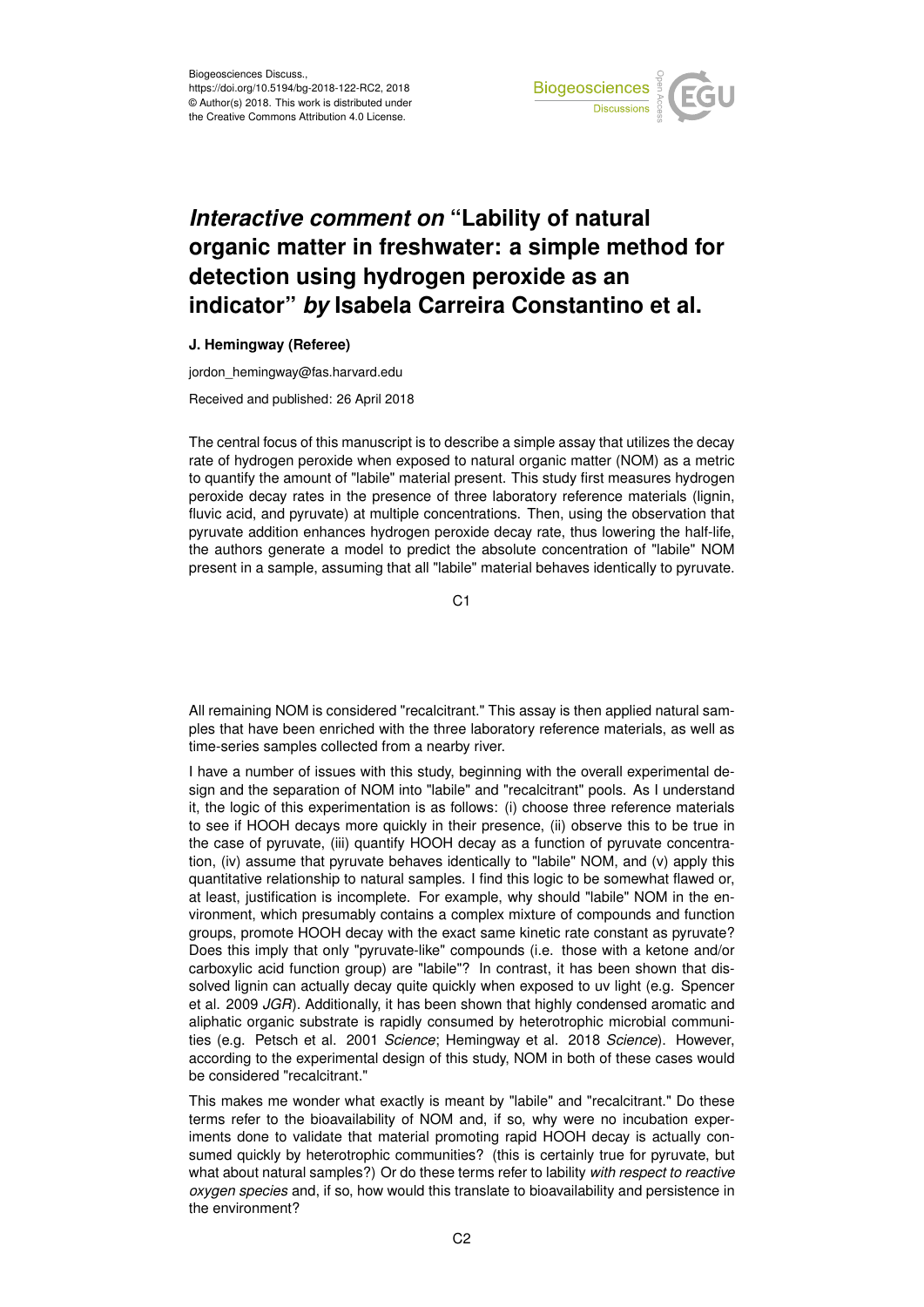# *Interactive comment on* "Lability of natural organic matter in freshwater: a simple method for detection using hydrogen peroxide as an indicator" *by* Isabela Carreira Constantino et al.

**J. Hemingway (Referee)**

jordon_hemingway@fas.harvard.edu

Received and published: 26 April 2018

The central focus of this manuscript is to describe a simple assay that utilizes the decay rate of hydrogen peroxide when exposed to natural organic matter (NOM) as a metric to quantify the amount of "labile" material present. This study first measures hydrogen peroxide decay rates in the presence of three laboratory reference materials (lignin, fluvic acid, and pyruvate) at multiple concentrations. Then, using the observation that pyruvate addition enhances hydrogen peroxide decay rate, thus lowering the half-life, the authors generate a model to predict the absolute concentration of "labile" NOM present in a sample, assuming that all "labile" material behaves identically to pyruvate. All remaining NOM is considered "recalcitrant." This assay is then applied natural samples that have been enriched with the three laboratory reference materials, as well as time-series samples collected from a nearby river.

I have a number of issues with this study, beginning with the overall experimental design and the separation of NOM into "labile" and "recalcitrant" pools. As I understand it, the logic of this experimentation is as follows: (i) choose three reference materials to see if HOOH decays more quickly in their presence, (ii) observe this to be true in the case of pyruvate, (iii) quantify HOOH decay as a function of pyruvate concentration, (iv) assume that pyruvate behaves identically to "labile" NOM, and (v) apply this quantitative relationship to natural samples. I find this logic to be somewhat flawed or, at least, justification is incomplete. For example, why should "labile" NOM in the environment, which presumably contains a complex mixture of compounds and function groups, promote HOOH decay with the exact same kinetic rate constant as pyruvate? Does this imply that only "pyruvate-like" compounds (i.e. those with a ketone and/or carboxylic acid function group) are "labile"? In contrast, it has been shown that dissolved lignin can actually decay quite quickly when exposed to uv light (e.g. Spencer et al. 2009 *JGR*). Additionally, it has been shown that highly condensed aromatic and aliphatic organic substrate is rapidly consumed by heterotrophic microbial communities (e.g. Petsch et al. 2001 *Science*; Hemingway et al. 2018 *Science*). However, according to the experimental design of this study, NOM in both of these cases would be considered "recalcitrant."

This makes me wonder what exactly is meant by "labile" and "recalcitrant." Do these terms refer to the bioavailability of NOM and, if so, why were no incubation experiments done to validate that material promoting rapid HOOH decay is actually consumed quickly by heterotrophic communities? (this is certainly true for pyruvate, but what about natural samples?) Or do these terms refer to lability *with respect to reactive oxygen species* and, if so, how would this translate to bioavailability and persistence in the environment?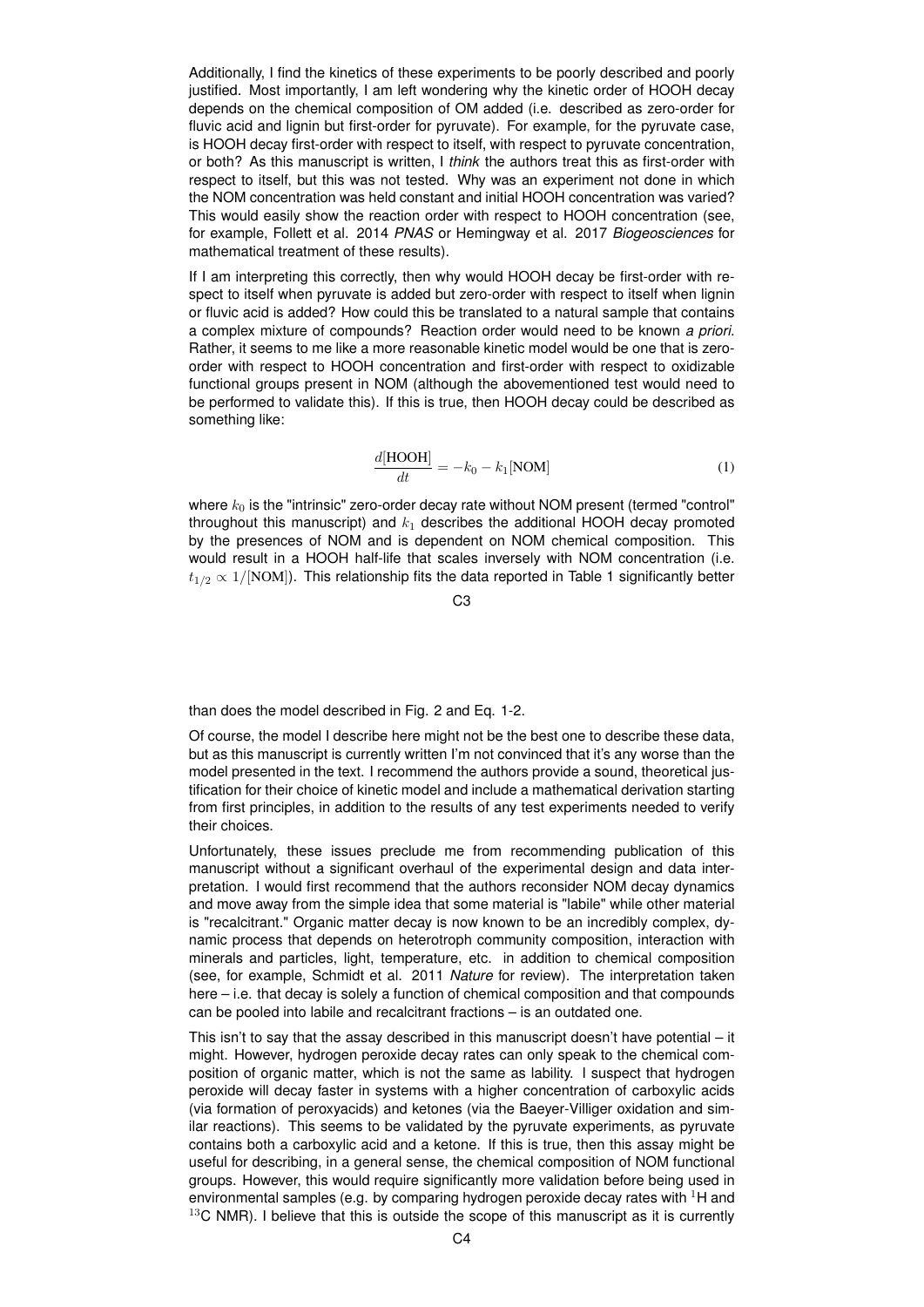Additionally, I find the kinetics of these experiments to be poorly described and poorly justified. Most importantly, I am left wondering why the kinetic order of HOOH decay depends on the chemical composition of OM added (i.e. described as zero-order for fluvic acid and lignin but first-order for pyruvate). For example, for the pyruvate case, is HOOH decay first-order with respect to itself, with respect to pyruvate concentration, or both? As this manuscript is written, I *think* the authors treat this as first-order with respect to itself, but this was not tested. Why was an experiment not done in which the NOM concentration was held constant and initial HOOH concentration was varied? This would easily show the reaction order with respect to HOOH concentration (see, for example, Follett et al. 2014 *PNAS* or Hemingway et al. 2017 *Biogeosciences* for mathematical treatment of these results).

If I am interpreting this correctly, then why would HOOH decay be first-order with respect to itself when pyruvate is added but zero-order with respect to itself when lignin or fluvic acid is added? How could this be translated to a natural sample that contains a complex mixture of compounds? Reaction order would need to be known *a priori*. Rather, it seems to me like a more reasonable kinetic model would be one that is zero-order with respect to HOOH concentration and first-order with respect to oxidizable functional groups present in NOM (although the abovementioned test would need to be performed to validate this). If this is true, then HOOH decay could be described as something like:

$$\frac{d[\text{HOOH}]}{dt} = -k_0 - k_1[\text{NOM}] \tag{1}$$

where $k_0$ is the "intrinsic" zero-order decay rate without NOM present (termed "control" throughout this manuscript) and $k_1$ describes the additional HOOH decay promoted by the presences of NOM and is dependent on NOM chemical composition. This would result in a HOOH half-life that scales inversely with NOM concentration (i.e. $t_{1/2} \propto 1/[\text{NOM}]$). This relationship fits the data reported in Table 1 significantly better than does the model described in Fig. 2 and Eq. 1-2.

Of course, the model I describe here might not be the best one to describe these data, but as this manuscript is currently written I'm not convinced that it's any worse than the model presented in the text. I recommend the authors provide a sound, theoretical justification for their choice of kinetic model and include a mathematical derivation starting from first principles, in addition to the results of any test experiments needed to verify their choices.

Unfortunately, these issues preclude me from recommending publication of this manuscript without a significant overhaul of the experimental design and data interpretation. I would first recommend that the authors reconsider NOM decay dynamics and move away from the simple idea that some material is "labile" while other material is "recalcitrant." Organic matter decay is now known to be an incredibly complex, dynamic process that depends on heterotroph community composition, interaction with minerals and particles, light, temperature, etc. in addition to chemical composition (see, for example, Schmidt et al. 2011 *Nature* for review). The interpretation taken here – i.e. that decay is solely a function of chemical composition and that compounds can be pooled into labile and recalcitrant fractions – is an outdated one.

This isn't to say that the assay described in this manuscript doesn't have potential – it might. However, hydrogen peroxide decay rates can only speak to the chemical composition of organic matter, which is not the same as lability. I suspect that hydrogen peroxide will decay faster in systems with a higher concentration of carboxylic acids (via formation of peroxyacids) and ketones (via the Baeyer-Villiger oxidation and similar reactions). This seems to be validated by the pyruvate experiments, as pyruvate contains both a carboxylic acid and a ketone. If this is true, then this assay might be useful for describing, in a general sense, the chemical composition of NOM functional groups. However, this would require significantly more validation before being used in environmental samples (e.g. by comparing hydrogen peroxide decay rates with $^{1}$H and $^{13}$C NMR). I believe that this is outside the scope of this manuscript as it is currently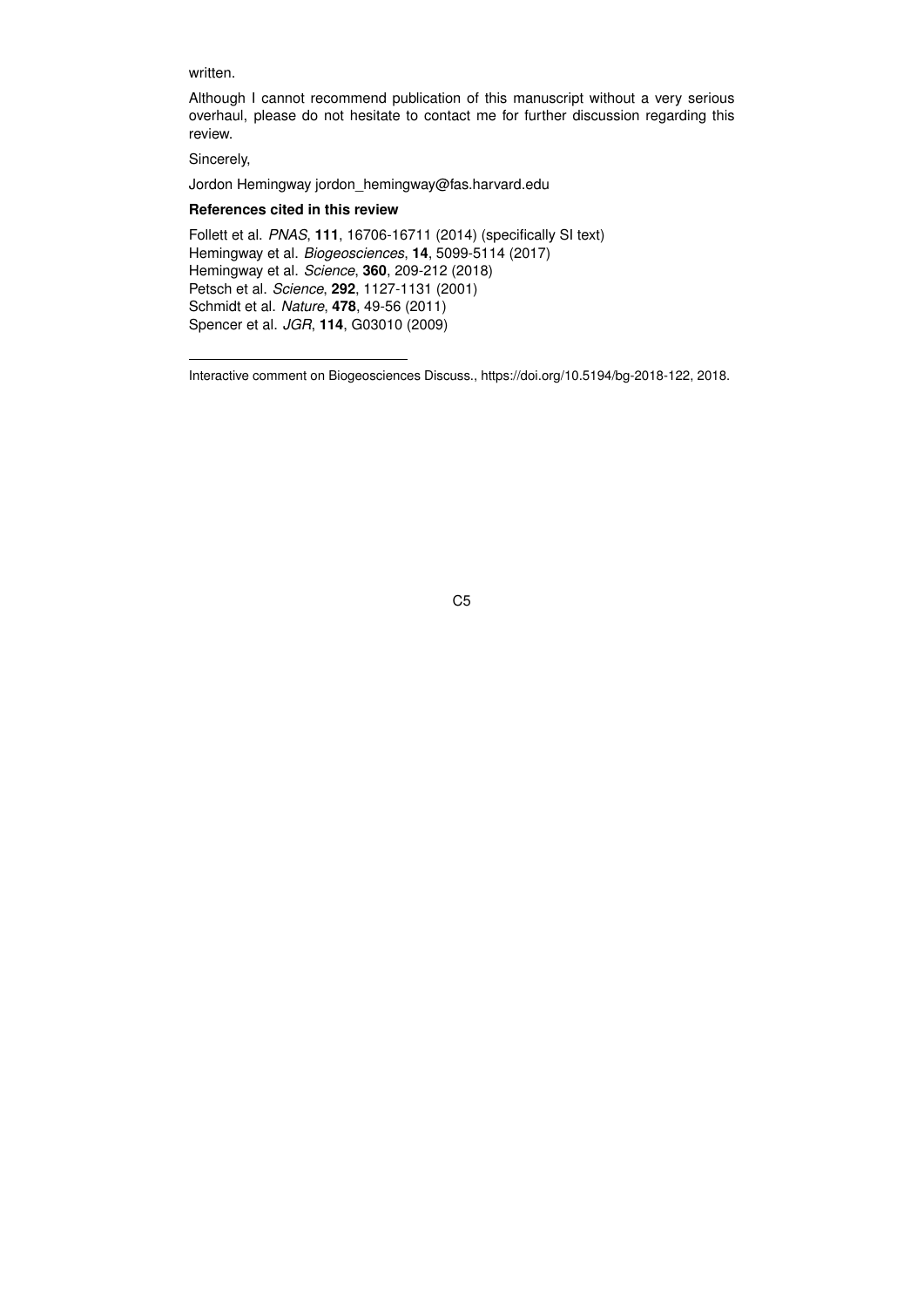written.

Although I cannot recommend publication of this manuscript without a very serious overhaul, please do not hesitate to contact me for further discussion regarding this review.

Sincerely,

Jordon Hemingway jordon_hemingway@fas.harvard.edu

**References cited in this review**

Follett et al. *PNAS*, **111**, 16706-16711 (2014) (specifically SI text)
Hemingway et al. *Biogeosciences*, **14**, 5099-5114 (2017)
Hemingway et al. *Science*, **360**, 209-212 (2018)
Petsch et al. *Science*, **292**, 1127-1131 (2001)
Schmidt et al. *Nature*, **478**, 49-56 (2011)
Spencer et al. *JGR*, **114**, G03010 (2009)

---

Interactive comment on Biogeosciences Discuss., https://doi.org/10.5194/bg-2018-122, 2018.